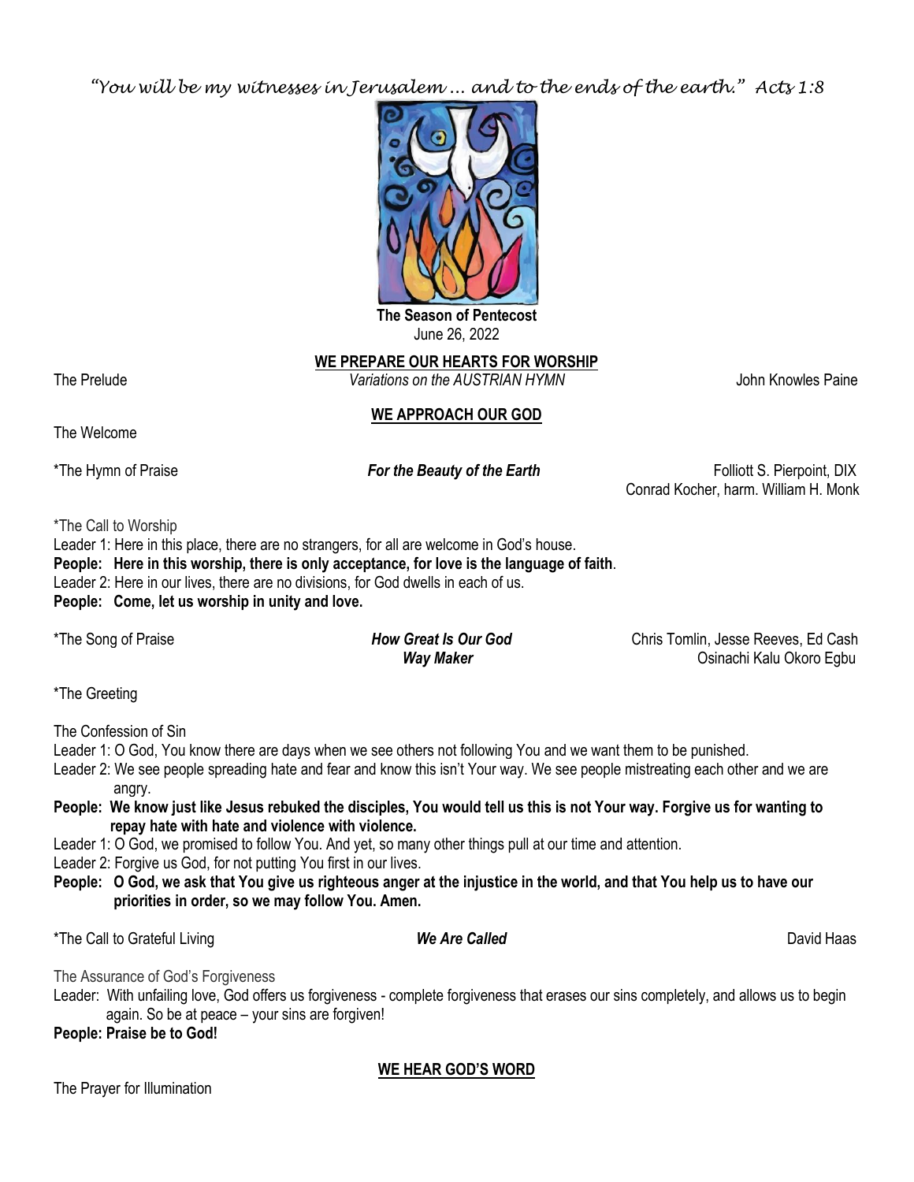*"You will be my witnesses in Jerusalem … and to the ends of the earth." Acts 1:8*

**The Season of Pentecost**
June 26, 2022

## WE PREPARE OUR HEARTS FOR WORSHIP

The Prelude — *Variations on the AUSTRIAN HYMN* — John Knowles Paine

## WE APPROACH OUR GOD

The Welcome

*The Hymn of Praise — ***For the Beauty of the Earth*** — Folliott S. Pierpoint, DIX; Conrad Kocher, harm. William H. Monk

*The Call to Worship

Leader 1: Here in this place, there are no strangers, for all are welcome in God's house.

**People: Here in this worship, there is only acceptance, for love is the language of faith**.

Leader 2: Here in our lives, there are no divisions, for God dwells in each of us.

**People: Come, let us worship in unity and love.**

*The Song of Praise — ***How Great Is Our God*** — Chris Tomlin, Jesse Reeves, Ed Cash; ***Way Maker*** — Osinachi Kalu Okoro Egbu

*The Greeting

The Confession of Sin

Leader 1: O God, You know there are days when we see others not following You and we want them to be punished.

Leader 2: We see people spreading hate and fear and know this isn't Your way. We see people mistreating each other and we are angry.

**People: We know just like Jesus rebuked the disciples, You would tell us this is not Your way. Forgive us for wanting to repay hate with hate and violence with violence.**

Leader 1: O God, we promised to follow You. And yet, so many other things pull at our time and attention.

Leader 2: Forgive us God, for not putting You first in our lives.

**People: O God, we ask that You give us righteous anger at the injustice in the world, and that You help us to have our priorities in order, so we may follow You. Amen.**

*The Call to Grateful Living — ***We Are Called*** — David Haas

The Assurance of God's Forgiveness

Leader: With unfailing love, God offers us forgiveness - complete forgiveness that erases our sins completely, and allows us to begin again. So be at peace – your sins are forgiven!

**People: Praise be to God!**

## WE HEAR GOD'S WORD

The Prayer for Illumination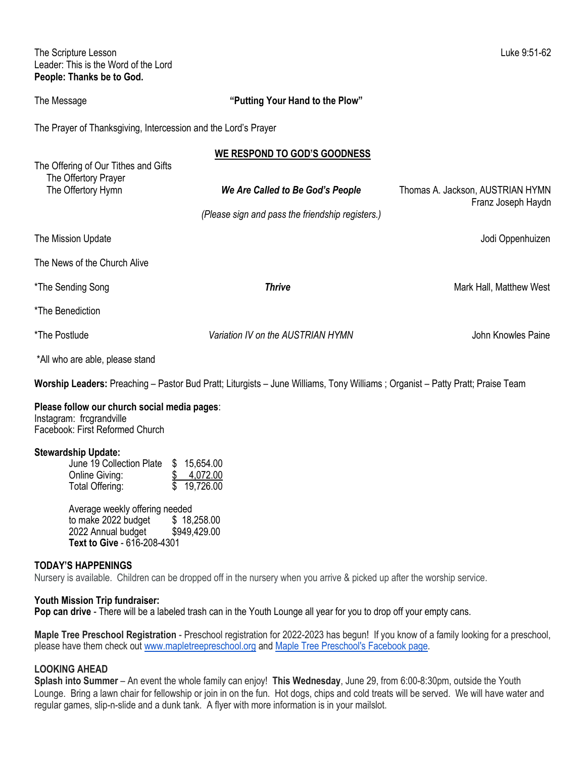The Scripture Lesson Luke 9:51-62
Leader: This is the Word of the Lord
**People: Thanks be to God.**

The Message **"Putting Your Hand to the Plow"**

The Prayer of Thanksgiving, Intercession and the Lord's Prayer

**WE RESPOND TO GOD'S GOODNESS**

The Offering of Our Tithes and Gifts
The Offertory Prayer
The Offertory Hymn ***We Are Called to Be God's People*** Thomas A. Jackson, AUSTRIAN HYMN Franz Joseph Haydn

*(Please sign and pass the friendship registers.)*

The Mission Update Jodi Oppenhuizen

The News of the Church Alive

*The Sending Song ***Thrive*** Mark Hall, Matthew West

*The Benediction

*The Postlude *Variation IV on the AUSTRIAN HYMN* John Knowles Paine

*All who are able, please stand

**Worship Leaders:** Preaching – Pastor Bud Pratt; Liturgists – June Williams, Tony Williams ; Organist – Patty Pratt; Praise Team

**Please follow our church social media pages**:
Instagram: frcgrandville
Facebook: First Reformed Church

**Stewardship Update:**

| | |
|---|---|
| June 19 Collection Plate | $ 15,654.00 |
| Online Giving: | $ 4,072.00 |
| Total Offering: | $ 19,726.00 |

| | |
|---|---|
| Average weekly offering needed to make 2022 budget | $ 18,258.00 |
| 2022 Annual budget | $949,429.00 |

**Text to Give** - 616-208-4301

### TODAY'S HAPPENINGS

Nursery is available. Children can be dropped off in the nursery when you arrive & picked up after the worship service.

**Youth Mission Trip fundraiser:**
**Pop can drive** - There will be a labeled trash can in the Youth Lounge all year for you to drop off your empty cans.

**Maple Tree Preschool Registration** - Preschool registration for 2022-2023 has begun! If you know of a family looking for a preschool, please have them check out www.mapletreepreschool.org and Maple Tree Preschool's Facebook page.

### LOOKING AHEAD

**Splash into Summer** – An event the whole family can enjoy! **This Wednesday**, June 29, from 6:00-8:30pm, outside the Youth Lounge. Bring a lawn chair for fellowship or join in on the fun. Hot dogs, chips and cold treats will be served. We will have water and regular games, slip-n-slide and a dunk tank. A flyer with more information is in your mailslot.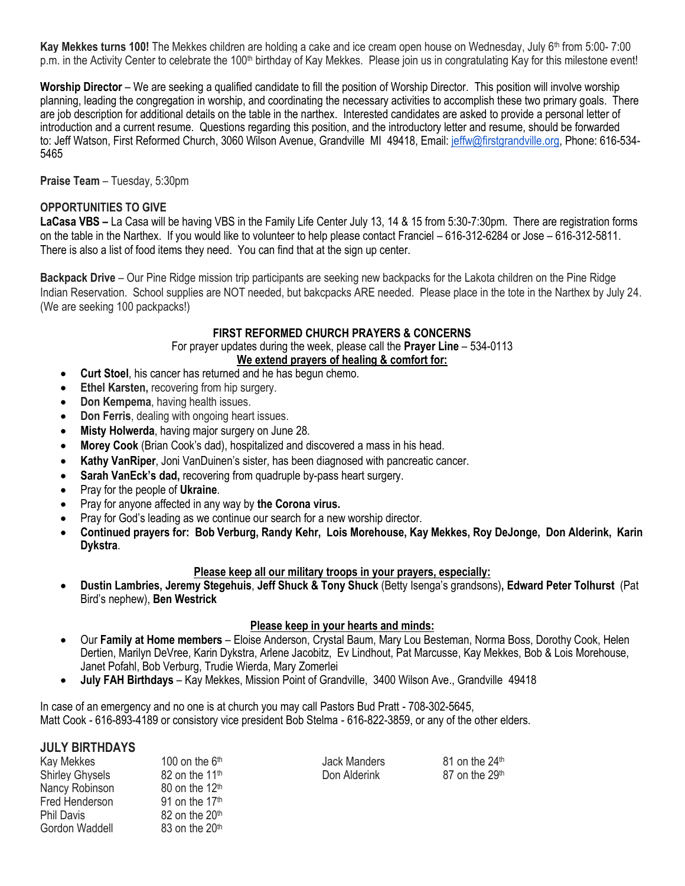**Kay Mekkes turns 100!** The Mekkes children are holding a cake and ice cream open house on Wednesday, July 6th from 5:00- 7:00 p.m. in the Activity Center to celebrate the 100th birthday of Kay Mekkes. Please join us in congratulating Kay for this milestone event!

**Worship Director** – We are seeking a qualified candidate to fill the position of Worship Director. This position will involve worship planning, leading the congregation in worship, and coordinating the necessary activities to accomplish these two primary goals. There are job description for additional details on the table in the narthex. Interested candidates are asked to provide a personal letter of introduction and a current resume. Questions regarding this position, and the introductory letter and resume, should be forwarded to: Jeff Watson, First Reformed Church, 3060 Wilson Avenue, Grandville MI 49418, Email: jeffw@firstgrandville.org, Phone: 616-534-5465

**Praise Team** – Tuesday, 5:30pm

**OPPORTUNITIES TO GIVE**

**LaCasa VBS –** La Casa will be having VBS in the Family Life Center July 13, 14 & 15 from 5:30-7:30pm. There are registration forms on the table in the Narthex. If you would like to volunteer to help please contact Franciel – 616-312-6284 or Jose – 616-312-5811. There is also a list of food items they need. You can find that at the sign up center.

**Backpack Drive** – Our Pine Ridge mission trip participants are seeking new backpacks for the Lakota children on the Pine Ridge Indian Reservation. School supplies are NOT needed, but bakcpacks ARE needed. Please place in the tote in the Narthex by July 24. (We are seeking 100 packpacks!)

## FIRST REFORMED CHURCH PRAYERS & CONCERNS

For prayer updates during the week, please call the **Prayer Line** – 534-0113

**We extend prayers of healing & comfort for:**

- **Curt Stoel**, his cancer has returned and he has begun chemo.
- **Ethel Karsten,** recovering from hip surgery.
- **Don Kempema**, having health issues.
- **Don Ferris**, dealing with ongoing heart issues.
- **Misty Holwerda**, having major surgery on June 28.
- **Morey Cook** (Brian Cook's dad), hospitalized and discovered a mass in his head.
- **Kathy VanRiper**, Joni VanDuinen's sister, has been diagnosed with pancreatic cancer.
- **Sarah VanEck's dad,** recovering from quadruple by-pass heart surgery.
- Pray for the people of **Ukraine**.
- Pray for anyone affected in any way by **the Corona virus.**
- Pray for God's leading as we continue our search for a new worship director.
- **Continued prayers for: Bob Verburg, Randy Kehr, Lois Morehouse, Kay Mekkes, Roy DeJonge, Don Alderink, Karin Dykstra**.

**Please keep all our military troops in your prayers, especially:**

- **Dustin Lambries, Jeremy Stegehuis**, **Jeff Shuck & Tony Shuck** (Betty Isenga's grandsons)**, Edward Peter Tolhurst** (Pat Bird's nephew), **Ben Westrick**

**Please keep in your hearts and minds:**

- Our **Family at Home members** – Eloise Anderson, Crystal Baum, Mary Lou Besteman, Norma Boss, Dorothy Cook, Helen Dertien, Marilyn DeVree, Karin Dykstra, Arlene Jacobitz, Ev Lindhout, Pat Marcusse, Kay Mekkes, Bob & Lois Morehouse, Janet Pofahl, Bob Verburg, Trudie Wierda, Mary Zomerlei
- **July FAH Birthdays** – Kay Mekkes, Mission Point of Grandville, 3400 Wilson Ave., Grandville 49418

In case of an emergency and no one is at church you may call Pastors Bud Pratt - 708-302-5645, Matt Cook - 616-893-4189 or consistory vice president Bob Stelma - 616-822-3859, or any of the other elders.

## JULY BIRTHDAYS

| | |
|---|---|
| Kay Mekkes | 100 on the 6th |
| Shirley Ghysels | 82 on the 11th |
| Nancy Robinson | 80 on the 12th |
| Fred Henderson | 91 on the 17th |
| Phil Davis | 82 on the 20th |
| Gordon Waddell | 83 on the 20th |
| Jack Manders | 81 on the 24th |
| Don Alderink | 87 on the 29th |